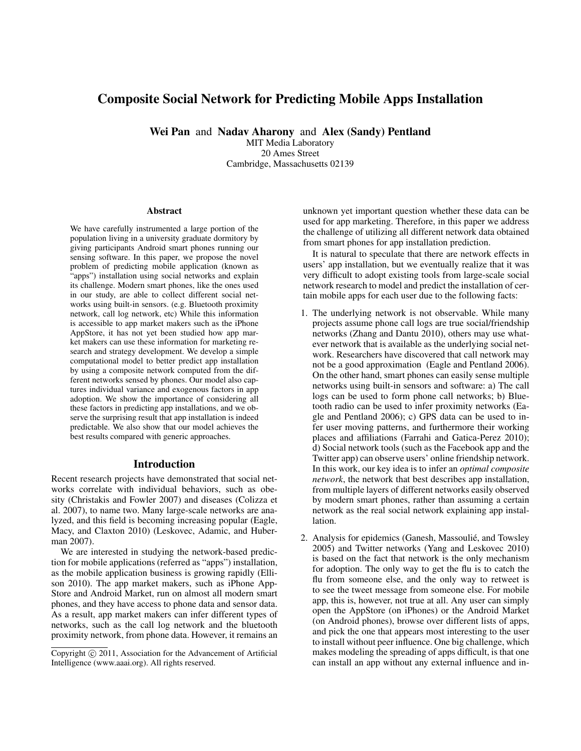# Composite Social Network for Predicting Mobile Apps Installation

**Wei Pan** and **Nadav Aharony** and **Alex (Sandy) Pentland**

MIT Media Laboratory
20 Ames Street
Cambridge, Massachusetts 02139

### Abstract

We have carefully instrumented a large portion of the population living in a university graduate dormitory by giving participants Android smart phones running our sensing software. In this paper, we propose the novel problem of predicting mobile application (known as "apps") installation using social networks and explain its challenge. Modern smart phones, like the ones used in our study, are able to collect different social networks using built-in sensors. (e.g. Bluetooth proximity network, call log network, etc) While this information is accessible to app market makers such as the iPhone AppStore, it has not yet been studied how app market makers can use these information for marketing research and strategy development. We develop a simple computational model to better predict app installation by using a composite network computed from the different networks sensed by phones. Our model also captures individual variance and exogenous factors in app adoption. We show the importance of considering all these factors in predicting app installations, and we observe the surprising result that app installation is indeed predictable. We also show that our model achieves the best results compared with generic approaches.

## Introduction

Recent research projects have demonstrated that social networks correlate with individual behaviors, such as obesity (Christakis and Fowler 2007) and diseases (Colizza et al. 2007), to name two. Many large-scale networks are analyzed, and this field is becoming increasing popular (Eagle, Macy, and Claxton 2010) (Leskovec, Adamic, and Huberman 2007).

We are interested in studying the network-based prediction for mobile applications (referred as "apps") installation, as the mobile application business is growing rapidly (Ellison 2010). The app market makers, such as iPhone AppStore and Android Market, run on almost all modern smart phones, and they have access to phone data and sensor data. As a result, app market makers can infer different types of networks, such as the call log network and the bluetooth proximity network, from phone data. However, it remains an unknown yet important question whether these data can be used for app marketing. Therefore, in this paper we address the challenge of utilizing all different network data obtained from smart phones for app installation prediction.

It is natural to speculate that there are network effects in users' app installation, but we eventually realize that it was very difficult to adopt existing tools from large-scale social network research to model and predict the installation of certain mobile apps for each user due to the following facts:

1. The underlying network is not observable. While many projects assume phone call logs are true social/friendship networks (Zhang and Dantu 2010), others may use whatever network that is available as the underlying social network. Researchers have discovered that call network may not be a good approximation (Eagle and Pentland 2006). On the other hand, smart phones can easily sense multiple networks using built-in sensors and software: a) The call logs can be used to form phone call networks; b) Bluetooth radio can be used to infer proximity networks (Eagle and Pentland 2006); c) GPS data can be used to infer user moving patterns, and furthermore their working places and affiliations (Farrahi and Gatica-Perez 2010); d) Social network tools (such as the Facebook app and the Twitter app) can observe users' online friendship network. In this work, our key idea is to infer an *optimal composite network*, the network that best describes app installation, from multiple layers of different networks easily observed by modern smart phones, rather than assuming a certain network as the real social network explaining app installation.

2. Analysis for epidemics (Ganesh, Massoulié, and Towsley 2005) and Twitter networks (Yang and Leskovec 2010) is based on the fact that network is the only mechanism for adoption. The only way to get the flu is to catch the flu from someone else, and the only way to retweet is to see the tweet message from someone else. For mobile app, this is, however, not true at all. Any user can simply open the AppStore (on iPhones) or the Android Market (on Android phones), browse over different lists of apps, and pick the one that appears most interesting to the user to install without peer influence. One big challenge, which makes modeling the spreading of apps difficult, is that one can install an app without any external influence and in-

Copyright © 2011, Association for the Advancement of Artificial Intelligence (www.aaai.org). All rights reserved.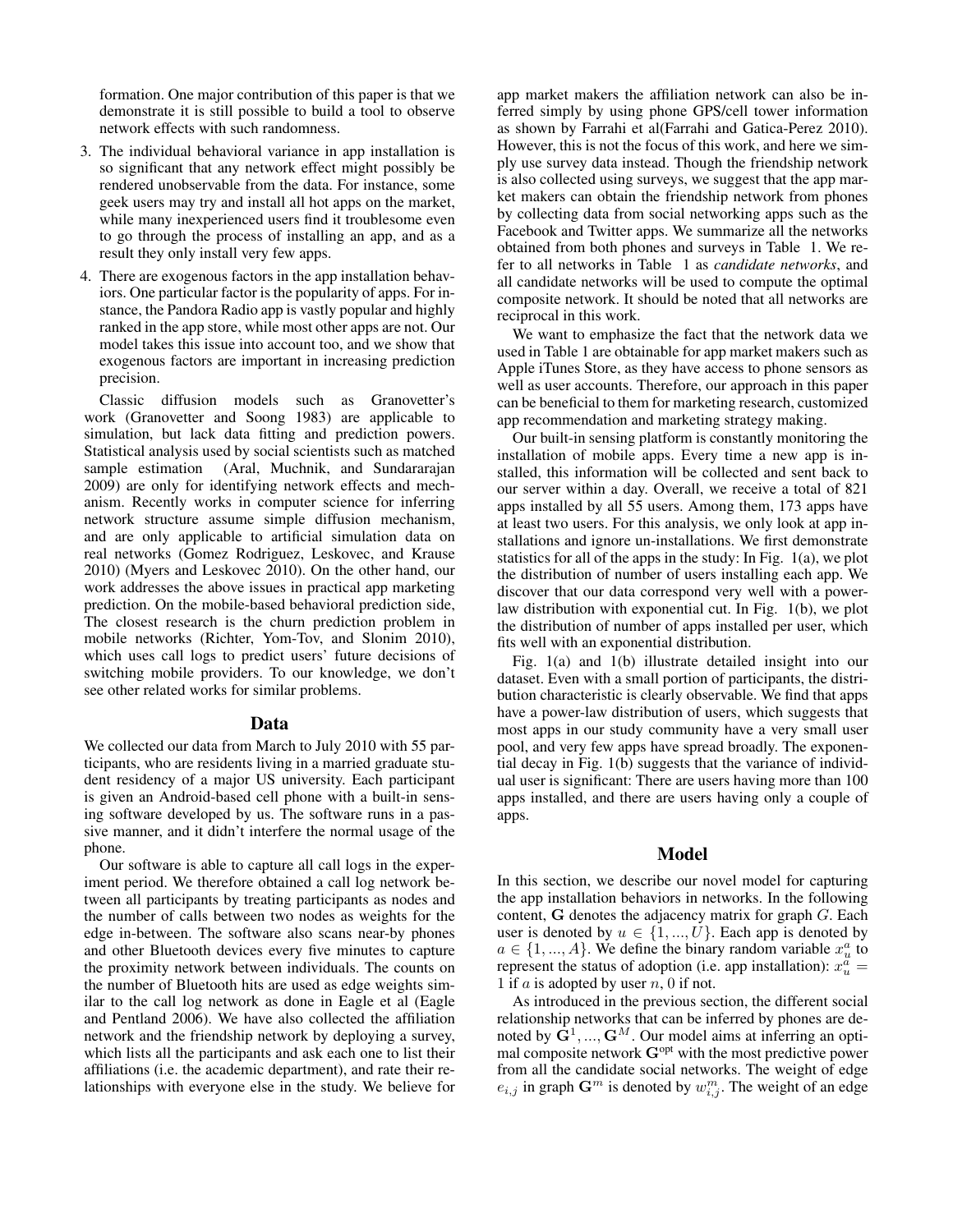formation. One major contribution of this paper is that we demonstrate it is still possible to build a tool to observe network effects with such randomness.

3. The individual behavioral variance in app installation is so significant that any network effect might possibly be rendered unobservable from the data. For instance, some geek users may try and install all hot apps on the market, while many inexperienced users find it troublesome even to go through the process of installing an app, and as a result they only install very few apps.
4. There are exogenous factors in the app installation behaviors. One particular factor is the popularity of apps. For instance, the Pandora Radio app is vastly popular and highly ranked in the app store, while most other apps are not. Our model takes this issue into account too, and we show that exogenous factors are important in increasing prediction precision.

Classic diffusion models such as Granovetter's work (Granovetter and Soong 1983) are applicable to simulation, but lack data fitting and prediction powers. Statistical analysis used by social scientists such as matched sample estimation (Aral, Muchnik, and Sundararajan 2009) are only for identifying network effects and mechanism. Recently works in computer science for inferring network structure assume simple diffusion mechanism, and are only applicable to artificial simulation data on real networks (Gomez Rodriguez, Leskovec, and Krause 2010) (Myers and Leskovec 2010). On the other hand, our work addresses the above issues in practical app marketing prediction. On the mobile-based behavioral prediction side, The closest research is the churn prediction problem in mobile networks (Richter, Yom-Tov, and Slonim 2010), which uses call logs to predict users' future decisions of switching mobile providers. To our knowledge, we don't see other related works for similar problems.

## Data

We collected our data from March to July 2010 with 55 participants, who are residents living in a married graduate student residency of a major US university. Each participant is given an Android-based cell phone with a built-in sensing software developed by us. The software runs in a passive manner, and it didn't interfere the normal usage of the phone.

Our software is able to capture all call logs in the experiment period. We therefore obtained a call log network between all participants by treating participants as nodes and the number of calls between two nodes as weights for the edge in-between. The software also scans near-by phones and other Bluetooth devices every five minutes to capture the proximity network between individuals. The counts on the number of Bluetooth hits are used as edge weights similar to the call log network as done in Eagle et al (Eagle and Pentland 2006). We have also collected the affiliation network and the friendship network by deploying a survey, which lists all the participants and ask each one to list their affiliations (i.e. the academic department), and rate their relationships with everyone else in the study. We believe for app market makers the affiliation network can also be inferred simply by using phone GPS/cell tower information as shown by Farrahi et al(Farrahi and Gatica-Perez 2010). However, this is not the focus of this work, and here we simply use survey data instead. Though the friendship network is also collected using surveys, we suggest that the app market makers can obtain the friendship network from phones by collecting data from social networking apps such as the Facebook and Twitter apps. We summarize all the networks obtained from both phones and surveys in Table 1. We refer to all networks in Table 1 as *candidate networks*, and all candidate networks will be used to compute the optimal composite network. It should be noted that all networks are reciprocal in this work.

We want to emphasize the fact that the network data we used in Table 1 are obtainable for app market makers such as Apple iTunes Store, as they have access to phone sensors as well as user accounts. Therefore, our approach in this paper can be beneficial to them for marketing research, customized app recommendation and marketing strategy making.

Our built-in sensing platform is constantly monitoring the installation of mobile apps. Every time a new app is installed, this information will be collected and sent back to our server within a day. Overall, we receive a total of 821 apps installed by all 55 users. Among them, 173 apps have at least two users. For this analysis, we only look at app installations and ignore un-installations. We first demonstrate statistics for all of the apps in the study: In Fig. 1(a), we plot the distribution of number of users installing each app. We discover that our data correspond very well with a power-law distribution with exponential cut. In Fig. 1(b), we plot the distribution of number of apps installed per user, which fits well with an exponential distribution.

Fig. 1(a) and 1(b) illustrate detailed insight into our dataset. Even with a small portion of participants, the distribution characteristic is clearly observable. We find that apps have a power-law distribution of users, which suggests that most apps in our study community have a very small user pool, and very few apps have spread broadly. The exponential decay in Fig. 1(b) suggests that the variance of individual user is significant: There are users having more than 100 apps installed, and there are users having only a couple of apps.

## Model

In this section, we describe our novel model for capturing the app installation behaviors in networks. In the following content, $\mathbf{G}$ denotes the adjacency matrix for graph $G$. Each user is denoted by $u \in \{1, ..., U\}$. Each app is denoted by $a \in \{1, ..., A\}$. We define the binary random variable $x_u^a$ to represent the status of adoption (i.e. app installation): $x_u^a = 1$ if $a$ is adopted by user $n$, 0 if not.

As introduced in the previous section, the different social relationship networks that can be inferred by phones are denoted by $\mathbf{G}^1, ..., \mathbf{G}^M$. Our model aims at inferring an optimal composite network $\mathbf{G}^{\text{opt}}$ with the most predictive power from all the candidate social networks. The weight of edge $e_{i,j}$ in graph $\mathbf{G}^m$ is denoted by $w_{i,j}^m$. The weight of an edge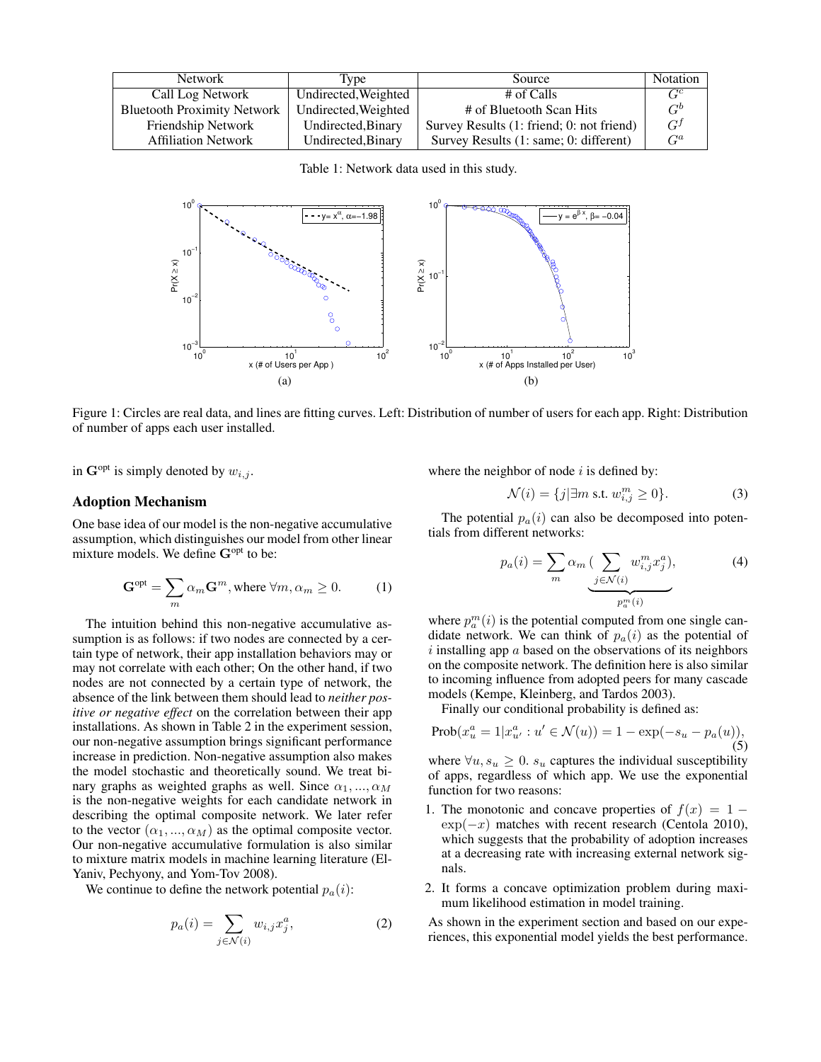| Network | Type | Source | Notation |
|---|---|---|---|
| Call Log Network | Undirected,Weighted | # of Calls | $G^c$ |
| Bluetooth Proximity Network | Undirected,Weighted | # of Bluetooth Scan Hits | $G^b$ |
| Friendship Network | Undirected,Binary | Survey Results (1: friend; 0: not friend) | $G^f$ |
| Affiliation Network | Undirected,Binary | Survey Results (1: same; 0: different) | $G^a$ |

Table 1: Network data used in this study.

Figure 1: Circles are real data, and lines are fitting curves. Left: Distribution of number of users for each app. Right: Distribution of number of apps each user installed.

in $\mathbf{G}^{\text{opt}}$ is simply denoted by $w_{i,j}$.

## Adoption Mechanism

One base idea of our model is the non-negative accumulative assumption, which distinguishes our model from other linear mixture models. We define $\mathbf{G}^{\text{opt}}$ to be:

$$\mathbf{G}^{\text{opt}} = \sum_m \alpha_m \mathbf{G}^m, \text{where } \forall m, \alpha_m \geq 0. \tag{1}$$

The intuition behind this non-negative accumulative assumption is as follows: if two nodes are connected by a certain type of network, their app installation behaviors may or may not correlate with each other; On the other hand, if two nodes are not connected by a certain type of network, the absence of the link between them should lead to *neither positive or negative effect* on the correlation between their app installations. As shown in Table 2 in the experiment session, our non-negative assumption brings significant performance increase in prediction. Non-negative assumption also makes the model stochastic and theoretically sound. We treat binary graphs as weighted graphs as well. Since $\alpha_1, ..., \alpha_M$ is the non-negative weights for each candidate network in describing the optimal composite network. We later refer to the vector $(\alpha_1, ..., \alpha_M)$ as the optimal composite vector. Our non-negative accumulative formulation is also similar to mixture matrix models in machine learning literature (El-Yaniv, Pechyony, and Yom-Tov 2008).

We continue to define the network potential $p_a(i)$:

$$p_a(i) = \sum_{j \in \mathcal{N}(i)} w_{i,j} x_j^a, \tag{2}$$

where the neighbor of node $i$ is defined by:

$$\mathcal{N}(i) = \{j | \exists m \text{ s.t. } w_{i,j}^m \geq 0\}. \tag{3}$$

The potential $p_a(i)$ can also be decomposed into potentials from different networks:

$$p_a(i) = \sum_m \alpha_m \underbrace{(\sum_{j \in \mathcal{N}(i)} w_{i,j}^m x_j^a)}_{p_a^m(i)}, \tag{4}$$

where $p_a^m(i)$ is the potential computed from one single candidate network. We can think of $p_a(i)$ as the potential of $i$ installing app $a$ based on the observations of its neighbors on the composite network. The definition here is also similar to incoming influence from adopted peers for many cascade models (Kempe, Kleinberg, and Tardos 2003).

Finally our conditional probability is defined as:

$$\text{Prob}(x_u^a = 1 | x_{u'}^a : u' \in \mathcal{N}(u)) = 1 - \exp(-s_u - p_a(u)), \tag{5}$$

where $\forall u, s_u \geq 0$. $s_u$ captures the individual susceptibility of apps, regardless of which app. We use the exponential function for two reasons:

1. The monotonic and concave properties of $f(x) = 1 - \exp(-x)$ matches with recent research (Centola 2010), which suggests that the probability of adoption increases at a decreasing rate with increasing external network signals.
2. It forms a concave optimization problem during maximum likelihood estimation in model training.

As shown in the experiment section and based on our experiences, this exponential model yields the best performance.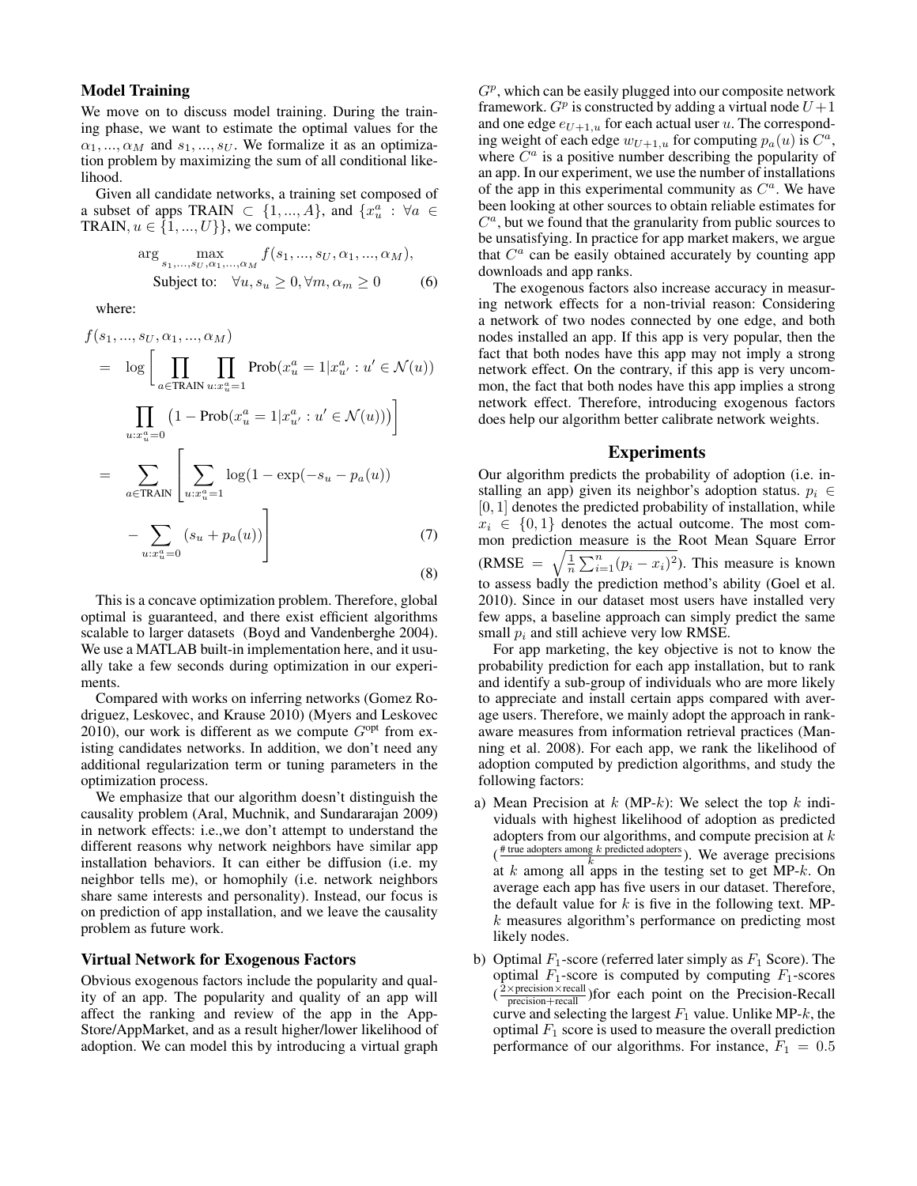### Model Training

We move on to discuss model training. During the training phase, we want to estimate the optimal values for the $\alpha_1, ..., \alpha_M$ and $s_1, ..., s_U$. We formalize it as an optimization problem by maximizing the sum of all conditional likelihood.

Given all candidate networks, a training set composed of a subset of apps TRAIN $\subset \{1, ..., A\}$, and $\{x_u^a : \forall a \in \text{TRAIN}, u \in \{1, ..., U\}\}$, we compute:

$$\arg \max_{s_1,...,s_U,\alpha_1,...,\alpha_M} f(s_1, ..., s_U, \alpha_1, ..., \alpha_M),$$
$$\text{Subject to:} \quad \forall u, s_u \geq 0, \forall m, \alpha_m \geq 0 \tag{6}$$

where:

$$
\begin{aligned}
& f(s_1, ..., s_U, \alpha_1, ..., \alpha_M) \\
&= \log \Bigg[ \prod_{a \in \text{TRAIN}} \prod_{u:x_u^a=1} \text{Prob}(x_u^a = 1 | x_{u'}^a : u' \in \mathcal{N}(u)) \\
&\quad \prod_{u:x_u^a=0} \left(1 - \text{Prob}(x_u^a = 1 | x_{u'}^a : u' \in \mathcal{N}(u))\right) \Bigg] \\
&= \sum_{a \in \text{TRAIN}} \Bigg[ \sum_{u:x_u^a=1} \log(1 - \exp(-s_u - p_a(u)) \\
&\quad - \sum_{u:x_u^a=0} (s_u + p_a(u)) \Bigg] \qquad (7)
\end{aligned}
$$

$$\tag{8}$$

This is a concave optimization problem. Therefore, global optimal is guaranteed, and there exist efficient algorithms scalable to larger datasets (Boyd and Vandenberghe 2004). We use a MATLAB built-in implementation here, and it usually take a few seconds during optimization in our experiments.

Compared with works on inferring networks (Gomez Rodriguez, Leskovec, and Krause 2010) (Myers and Leskovec 2010), our work is different as we compute $G^{\text{opt}}$ from existing candidates networks. In addition, we don't need any additional regularization term or tuning parameters in the optimization process.

We emphasize that our algorithm doesn't distinguish the causality problem (Aral, Muchnik, and Sundararajan 2009) in network effects: i.e.,we don't attempt to understand the different reasons why network neighbors have similar app installation behaviors. It can either be diffusion (i.e. my neighbor tells me), or homophily (i.e. network neighbors share same interests and personality). Instead, our focus is on prediction of app installation, and we leave the causality problem as future work.

### Virtual Network for Exogenous Factors

Obvious exogenous factors include the popularity and quality of an app. The popularity and quality of an app will affect the ranking and review of the app in the App-Store/AppMarket, and as a result higher/lower likelihood of adoption. We can model this by introducing a virtual graph $G^p$, which can be easily plugged into our composite network framework. $G^p$ is constructed by adding a virtual node $U+1$ and one edge $e_{U+1,u}$ for each actual user $u$. The corresponding weight of each edge $w_{U+1,u}$ for computing $p_a(u)$ is $C^a$, where $C^a$ is a positive number describing the popularity of an app. In our experiment, we use the number of installations of the app in this experimental community as $C^a$. We have been looking at other sources to obtain reliable estimates for $C^a$, but we found that the granularity from public sources to be unsatisfying. In practice for app market makers, we argue that $C^a$ can be easily obtained accurately by counting app downloads and app ranks.

The exogenous factors also increase accuracy in measuring network effects for a non-trivial reason: Considering a network of two nodes connected by one edge, and both nodes installed an app. If this app is very popular, then the fact that both nodes have this app may not imply a strong network effect. On the contrary, if this app is very uncommon, the fact that both nodes have this app implies a strong network effect. Therefore, introducing exogenous factors does help our algorithm better calibrate network weights.

## Experiments

Our algorithm predicts the probability of adoption (i.e. installing an app) given its neighbor's adoption status. $p_i \in [0, 1]$ denotes the predicted probability of installation, while $x_i \in \{0, 1\}$ denotes the actual outcome. The most common prediction measure is the Root Mean Square Error (RMSE $= \sqrt{\frac{1}{n}\sum_{i=1}^{n}(p_i - x_i)^2}$). This measure is known to assess badly the prediction method's ability (Goel et al. 2010). Since in our dataset most users have installed very few apps, a baseline approach can simply predict the same small $p_i$ and still achieve very low RMSE.

For app marketing, the key objective is not to know the probability prediction for each app installation, but to rank and identify a sub-group of individuals who are more likely to appreciate and install certain apps compared with average users. Therefore, we mainly adopt the approach in rank-aware measures from information retrieval practices (Manning et al. 2008). For each app, we rank the likelihood of adoption computed by prediction algorithms, and study the following factors:

a) Mean Precision at $k$ (MP-$k$): We select the top $k$ individuals with highest likelihood of adoption as predicted adopters from our algorithms, and compute precision at $k$ ($\frac{\text{\# true adopters among } k \text{ predicted adopters}}{k}$). We average precisions at $k$ among all apps in the testing set to get MP-$k$. On average each app has five users in our dataset. Therefore, the default value for $k$ is five in the following text. MP-$k$ measures algorithm's performance on predicting most likely nodes.

b) Optimal $F_1$-score (referred later simply as $F_1$ Score). The optimal $F_1$-score is computed by computing $F_1$-scores ($\frac{2 \times \text{precision} \times \text{recall}}{\text{precision} + \text{recall}}$)for each point on the Precision-Recall curve and selecting the largest $F_1$ value. Unlike MP-$k$, the optimal $F_1$ score is used to measure the overall prediction performance of our algorithms. For instance, $F_1 = 0.5$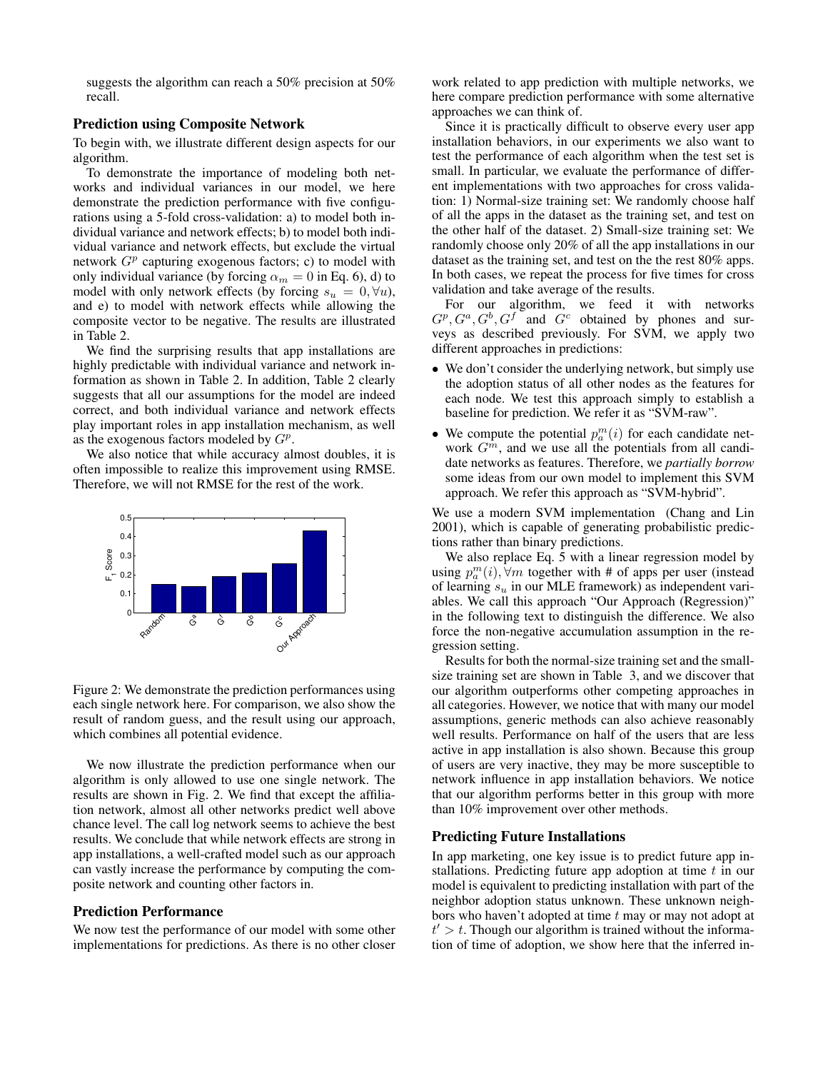suggests the algorithm can reach a 50% precision at 50% recall.

### Prediction using Composite Network

To begin with, we illustrate different design aspects for our algorithm.

To demonstrate the importance of modeling both networks and individual variances in our model, we here demonstrate the prediction performance with five configurations using a 5-fold cross-validation: a) to model both individual variance and network effects; b) to model both individual variance and network effects, but exclude the virtual network $G^p$ capturing exogenous factors; c) to model with only individual variance (by forcing $\alpha_m = 0$ in Eq. 6), d) to model with only network effects (by forcing $s_u = 0, \forall u$), and e) to model with network effects while allowing the composite vector to be negative. The results are illustrated in Table 2.

We find the surprising results that app installations are highly predictable with individual variance and network information as shown in Table 2. In addition, Table 2 clearly suggests that all our assumptions for the model are indeed correct, and both individual variance and network effects play important roles in app installation mechanism, as well as the exogenous factors modeled by $G^p$.

We also notice that while accuracy almost doubles, it is often impossible to realize this improvement using RMSE. Therefore, we will not RMSE for the rest of the work.

Figure 2: We demonstrate the prediction performances using each single network here. For comparison, we also show the result of random guess, and the result using our approach, which combines all potential evidence.

We now illustrate the prediction performance when our algorithm is only allowed to use one single network. The results are shown in Fig. 2. We find that except the affiliation network, almost all other networks predict well above chance level. The call log network seems to achieve the best results. We conclude that while network effects are strong in app installations, a well-crafted model such as our approach can vastly increase the performance by computing the composite network and counting other factors in.

### Prediction Performance

We now test the performance of our model with some other implementations for predictions. As there is no other closer work related to app prediction with multiple networks, we here compare prediction performance with some alternative approaches we can think of.

Since it is practically difficult to observe every user app installation behaviors, in our experiments we also want to test the performance of each algorithm when the test set is small. In particular, we evaluate the performance of different implementations with two approaches for cross validation: 1) Normal-size training set: We randomly choose half of all the apps in the dataset as the training set, and test on the other half of the dataset. 2) Small-size training set: We randomly choose only 20% of all the app installations in our dataset as the training set, and test on the the rest 80% apps. In both cases, we repeat the process for five times for cross validation and take average of the results.

For our algorithm, we feed it with networks $G^p, G^a, G^b, G^f$ and $G^c$ obtained by phones and surveys as described previously. For SVM, we apply two different approaches in predictions:

- We don't consider the underlying network, but simply use the adoption status of all other nodes as the features for each node. We test this approach simply to establish a baseline for prediction. We refer it as "SVM-raw".
- We compute the potential $p^m_a(i)$ for each candidate network $G^m$, and we use all the potentials from all candidate networks as features. Therefore, we *partially borrow* some ideas from our own model to implement this SVM approach. We refer this approach as "SVM-hybrid".

We use a modern SVM implementation (Chang and Lin 2001), which is capable of generating probabilistic predictions rather than binary predictions.

We also replace Eq. 5 with a linear regression model by using $p^m_a(i), \forall m$ together with # of apps per user (instead of learning $s_u$ in our MLE framework) as independent variables. We call this approach "Our Approach (Regression)" in the following text to distinguish the difference. We also force the non-negative accumulation assumption in the regression setting.

Results for both the normal-size training set and the small-size training set are shown in Table 3, and we discover that our algorithm outperforms other competing approaches in all categories. However, we notice that with many our model assumptions, generic methods can also achieve reasonably well results. Performance on half of the users that are less active in app installation is also shown. Because this group of users are very inactive, they may be more susceptible to network influence in app installation behaviors. We notice that our algorithm performs better in this group with more than 10% improvement over other methods.

### Predicting Future Installations

In app marketing, one key issue is to predict future app installations. Predicting future app adoption at time $t$ in our model is equivalent to predicting installation with part of the neighbor adoption status unknown. These unknown neighbors who haven't adopted at time $t$ may or may not adopt at $t' > t$. Though our algorithm is trained without the information of time of adoption, we show here that the inferred in-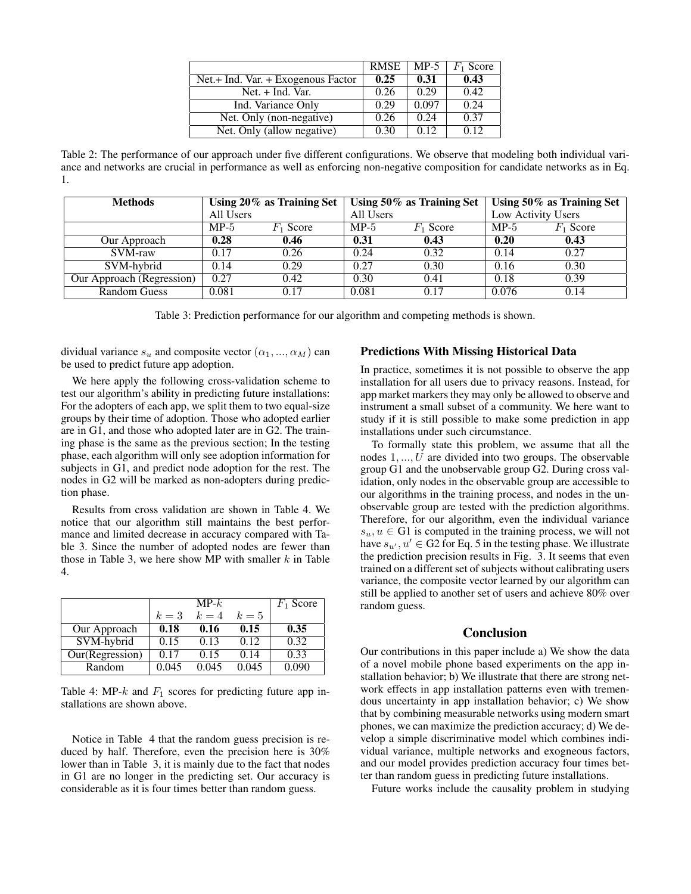| | RMSE | MP-5 | $F_1$ Score |
|---|---|---|---|
| Net.+ Ind. Var. + Exogenous Factor | **0.25** | **0.31** | **0.43** |
| Net. + Ind. Var. | 0.26 | 0.29 | 0.42 |
| Ind. Variance Only | 0.29 | 0.097 | 0.24 |
| Net. Only (non-negative) | 0.26 | 0.24 | 0.37 |
| Net. Only (allow negative) | 0.30 | 0.12 | 0.12 |

Table 2: The performance of our approach under five different configurations. We observe that modeling both individual variance and networks are crucial in performance as well as enforcing non-negative composition for candidate networks as in Eq. 1.

| Methods | Using 20% as Training Set All Users | | Using 50% as Training Set All Users | | Using 50% as Training Set Low Activity Users | |
|---|---|---|---|---|---|---|
| | MP-5 | $F_1$ Score | MP-5 | $F_1$ Score | MP-5 | $F_1$ Score |
| Our Approach | **0.28** | **0.46** | **0.31** | **0.43** | **0.20** | **0.43** |
| SVM-raw | 0.17 | 0.26 | 0.24 | 0.32 | 0.14 | 0.27 |
| SVM-hybrid | 0.14 | 0.29 | 0.27 | 0.30 | 0.16 | 0.30 |
| Our Approach (Regression) | 0.27 | 0.42 | 0.30 | 0.41 | 0.18 | 0.39 |
| Random Guess | 0.081 | 0.17 | 0.081 | 0.17 | 0.076 | 0.14 |

Table 3: Prediction performance for our algorithm and competing methods is shown.

dividual variance $s_u$ and composite vector $(\alpha_1, ..., \alpha_M)$ can be used to predict future app adoption.

We here apply the following cross-validation scheme to test our algorithm's ability in predicting future installations: For the adopters of each app, we split them to two equal-size groups by their time of adoption. Those who adopted earlier are in G1, and those who adopted later are in G2. The training phase is the same as the previous section; In the testing phase, each algorithm will only see adoption information for subjects in G1, and predict node adoption for the rest. The nodes in G2 will be marked as non-adopters during prediction phase.

Results from cross validation are shown in Table 4. We notice that our algorithm still maintains the best performance and limited decrease in accuracy compared with Table 3. Since the number of adopted nodes are fewer than those in Table 3, we here show MP with smaller $k$ in Table 4.

| | MP-$k$ $k=3$ | MP-$k$ $k=4$ | MP-$k$ $k=5$ | $F_1$ Score |
|---|---|---|---|---|
| Our Approach | **0.18** | **0.16** | **0.15** | **0.35** |
| SVM-hybrid | 0.15 | 0.13 | 0.12 | 0.32 |
| Our(Regression) | 0.17 | 0.15 | 0.14 | 0.33 |
| Random | 0.045 | 0.045 | 0.045 | 0.090 |

Table 4: MP-$k$ and $F_1$ scores for predicting future app installations are shown above.

Notice in Table 4 that the random guess precision is reduced by half. Therefore, even the precision here is 30% lower than in Table 3, it is mainly due to the fact that nodes in G1 are no longer in the predicting set. Our accuracy is considerable as it is four times better than random guess.

## Predictions With Missing Historical Data

In practice, sometimes it is not possible to observe the app installation for all users due to privacy reasons. Instead, for app market markers they may only be allowed to observe and instrument a small subset of a community. We here want to study if it is still possible to make some prediction in app installations under such circumstance.

To formally state this problem, we assume that all the nodes $1, ..., U$ are divided into two groups. The observable group G1 and the unobservable group G2. During cross validation, only nodes in the observable group are accessible to our algorithms in the training process, and nodes in the unobservable group are tested with the prediction algorithms. Therefore, for our algorithm, even the individual variance $s_u, u \in$ G1 is computed in the training process, we will not have $s_{u'}, u' \in$ G2 for Eq. 5 in the testing phase. We illustrate the prediction precision results in Fig. 3. It seems that even trained on a different set of subjects without calibrating users variance, the composite vector learned by our algorithm can still be applied to another set of users and achieve 80% over random guess.

## Conclusion

Our contributions in this paper include a) We show the data of a novel mobile phone based experiments on the app installation behavior; b) We illustrate that there are strong network effects in app installation patterns even with tremendous uncertainty in app installation behavior; c) We show that by combining measurable networks using modern smart phones, we can maximize the prediction accuracy; d) We develop a simple discriminative model which combines individual variance, multiple networks and exogneous factors, and our model provides prediction accuracy four times better than random guess in predicting future installations.

Future works include the causality problem in studying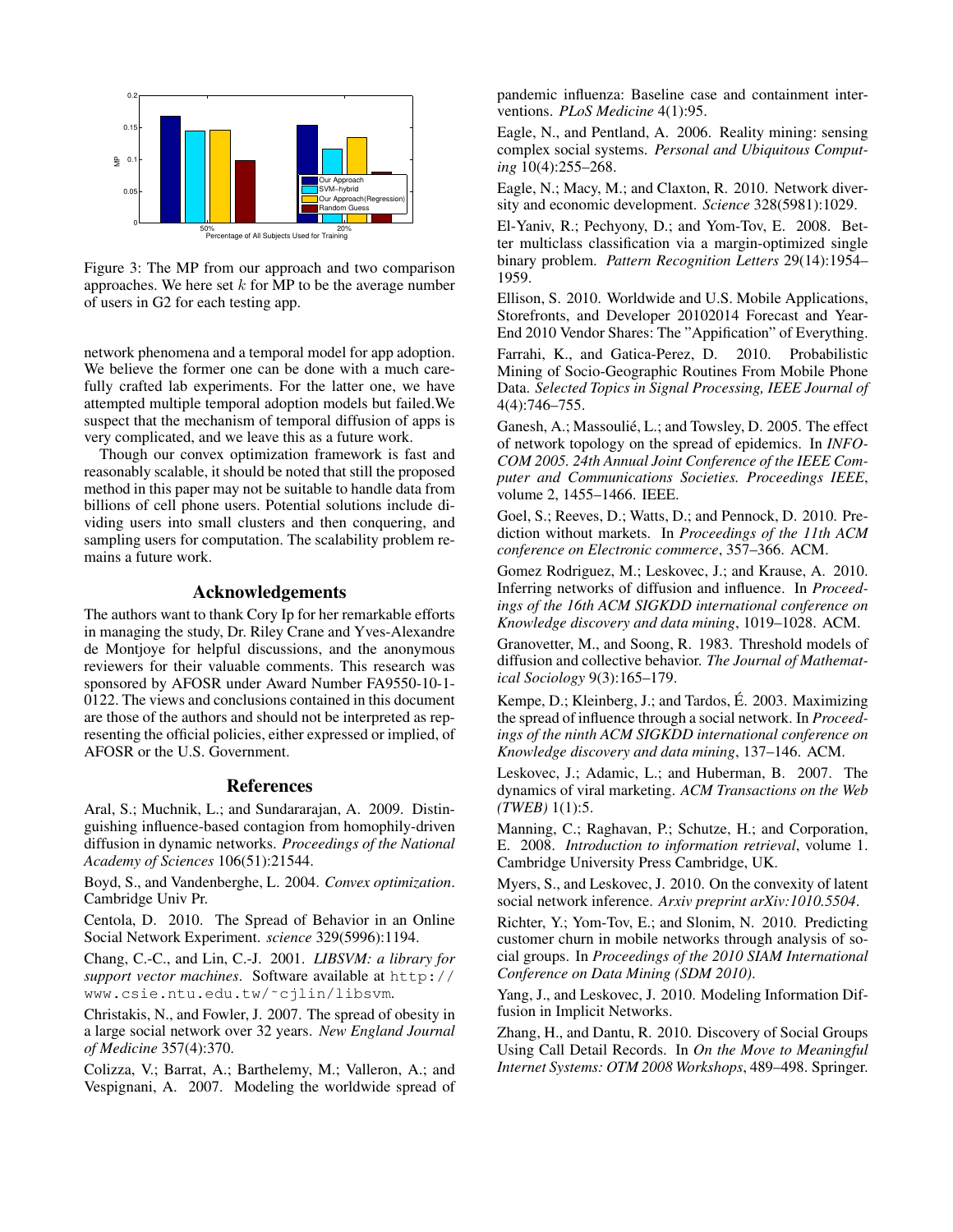0.2
0.15
MP 0.1
0.05
0
50%
20%
Percentage of All Subjects Used for Training
Our Approach
SVM–hybrid
Our Approach(Regression)
Random Guess

Figure 3: The MP from our approach and two comparison approaches. We here set $k$ for MP to be the average number of users in G2 for each testing app.

network phenomena and a temporal model for app adoption. We believe the former one can be done with a much carefully crafted lab experiments. For the latter one, we have attempted multiple temporal adoption models but failed.We suspect that the mechanism of temporal diffusion of apps is very complicated, and we leave this as a future work.

Though our convex optimization framework is fast and reasonably scalable, it should be noted that still the proposed method in this paper may not be suitable to handle data from billions of cell phone users. Potential solutions include dividing users into small clusters and then conquering, and sampling users for computation. The scalability problem remains a future work.

## Acknowledgements

The authors want to thank Cory Ip for her remarkable efforts in managing the study, Dr. Riley Crane and Yves-Alexandre de Montjoye for helpful discussions, and the anonymous reviewers for their valuable comments. This research was sponsored by AFOSR under Award Number FA9550-10-1-0122. The views and conclusions contained in this document are those of the authors and should not be interpreted as representing the official policies, either expressed or implied, of AFOSR or the U.S. Government.

## References

Aral, S.; Muchnik, L.; and Sundararajan, A. 2009. Distinguishing influence-based contagion from homophily-driven diffusion in dynamic networks. *Proceedings of the National Academy of Sciences* 106(51):21544.

Boyd, S., and Vandenberghe, L. 2004. *Convex optimization*. Cambridge Univ Pr.

Centola, D. 2010. The Spread of Behavior in an Online Social Network Experiment. *science* 329(5996):1194.

Chang, C.-C., and Lin, C.-J. 2001. *LIBSVM: a library for support vector machines*. Software available at http://www.csie.ntu.edu.tw/~cjlin/libsvm.

Christakis, N., and Fowler, J. 2007. The spread of obesity in a large social network over 32 years. *New England Journal of Medicine* 357(4):370.

Colizza, V.; Barrat, A.; Barthelemy, M.; Valleron, A.; and Vespignani, A. 2007. Modeling the worldwide spread of pandemic influenza: Baseline case and containment interventions. *PLoS Medicine* 4(1):95.

Eagle, N., and Pentland, A. 2006. Reality mining: sensing complex social systems. *Personal and Ubiquitous Computing* 10(4):255–268.

Eagle, N.; Macy, M.; and Claxton, R. 2010. Network diversity and economic development. *Science* 328(5981):1029.

El-Yaniv, R.; Pechyony, D.; and Yom-Tov, E. 2008. Better multiclass classification via a margin-optimized single binary problem. *Pattern Recognition Letters* 29(14):1954–1959.

Ellison, S. 2010. Worldwide and U.S. Mobile Applications, Storefronts, and Developer 20102014 Forecast and Year-End 2010 Vendor Shares: The "Appification" of Everything.

Farrahi, K., and Gatica-Perez, D. 2010. Probabilistic Mining of Socio-Geographic Routines From Mobile Phone Data. *Selected Topics in Signal Processing, IEEE Journal of* 4(4):746–755.

Ganesh, A.; Massoulié, L.; and Towsley, D. 2005. The effect of network topology on the spread of epidemics. In *INFOCOM 2005. 24th Annual Joint Conference of the IEEE Computer and Communications Societies. Proceedings IEEE*, volume 2, 1455–1466. IEEE.

Goel, S.; Reeves, D.; Watts, D.; and Pennock, D. 2010. Prediction without markets. In *Proceedings of the 11th ACM conference on Electronic commerce*, 357–366. ACM.

Gomez Rodriguez, M.; Leskovec, J.; and Krause, A. 2010. Inferring networks of diffusion and influence. In *Proceedings of the 16th ACM SIGKDD international conference on Knowledge discovery and data mining*, 1019–1028. ACM.

Granovetter, M., and Soong, R. 1983. Threshold models of diffusion and collective behavior. *The Journal of Mathematical Sociology* 9(3):165–179.

Kempe, D.; Kleinberg, J.; and Tardos, É. 2003. Maximizing the spread of influence through a social network. In *Proceedings of the ninth ACM SIGKDD international conference on Knowledge discovery and data mining*, 137–146. ACM.

Leskovec, J.; Adamic, L.; and Huberman, B. 2007. The dynamics of viral marketing. *ACM Transactions on the Web (TWEB)* 1(1):5.

Manning, C.; Raghavan, P.; Schutze, H.; and Corporation, E. 2008. *Introduction to information retrieval*, volume 1. Cambridge University Press Cambridge, UK.

Myers, S., and Leskovec, J. 2010. On the convexity of latent social network inference. *Arxiv preprint arXiv:1010.5504*.

Richter, Y.; Yom-Tov, E.; and Slonim, N. 2010. Predicting customer churn in mobile networks through analysis of social groups. In *Proceedings of the 2010 SIAM International Conference on Data Mining (SDM 2010)*.

Yang, J., and Leskovec, J. 2010. Modeling Information Diffusion in Implicit Networks.

Zhang, H., and Dantu, R. 2010. Discovery of Social Groups Using Call Detail Records. In *On the Move to Meaningful Internet Systems: OTM 2008 Workshops*, 489–498. Springer.